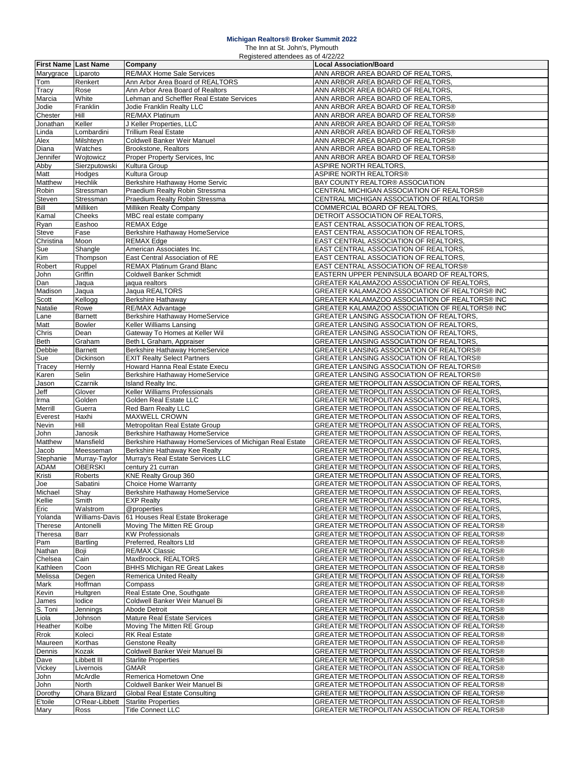# Michigan Realtors® Broker Summit 2022

The Inn at St. John's, Plymouth

Registered attendees as of 4/22/22

| First Name | Last Name | Company | Local Association/Board |
|---|---|---|---|
| Marygrace | Liparoto | RE/MAX Home Sale Services | ANN ARBOR AREA BOARD OF REALTORS, |
| Tom | Renkert | Ann Arbor Area Board of REALTORS | ANN ARBOR AREA BOARD OF REALTORS, |
| Tracy | Rose | Ann Arbor Area Board of Realtors | ANN ARBOR AREA BOARD OF REALTORS, |
| Marcia | White | Lehman and Scheffler Real Estate Services | ANN ARBOR AREA BOARD OF REALTORS, |
| Jodie | Franklin | Jodie Franklin Realty LLC | ANN ARBOR AREA BOARD OF REALTORS® |
| Chester | Hill | RE/MAX Platinum | ANN ARBOR AREA BOARD OF REALTORS® |
| Jonathan | Keller | J Keller Properties, LLC | ANN ARBOR AREA BOARD OF REALTORS® |
| Linda | Lombardini | Trillium Real Estate | ANN ARBOR AREA BOARD OF REALTORS® |
| Alex | Milshteyn | Coldwell Banker Weir Manuel | ANN ARBOR AREA BOARD OF REALTORS® |
| Diana | Watches | Brookstone, Realtors | ANN ARBOR AREA BOARD OF REALTORS® |
| Jennifer | Wojtowicz | Proper Property Services, Inc | ANN ARBOR AREA BOARD OF REALTORS® |
| Abby | Sierzputowski | Kultura Group | ASPIRE NORTH REALTORS, |
| Matt | Hodges | Kultura Group | ASPIRE NORTH REALTORS® |
| Matthew | Hechlik | Berkshire Hathaway Home Servic | BAY COUNTY REALTOR® ASSOCIATION |
| Robin | Stressman | Praedium Realty Robin Stressma | CENTRAL MICHIGAN ASSOCIATION OF REALTORS® |
| Steven | Stressman | Praedium Realty Robin Stressma | CENTRAL MICHIGAN ASSOCIATION OF REALTORS® |
| Bill | Milliken | Milliken Realty Company | COMMERCIAL BOARD OF REALTORS, |
| Kamal | Cheeks | MBC real estate company | DETROIT ASSOCIATION OF REALTORS, |
| Ryan | Eashoo | REMAX Edge | EAST CENTRAL ASSOCIATION OF REALTORS, |
| Steve | Fase | Berkshire Hathaway HomeService | EAST CENTRAL ASSOCIATION OF REALTORS, |
| Christina | Moon | REMAX Edge | EAST CENTRAL ASSOCIATION OF REALTORS, |
| Sue | Shangle | American Associates Inc. | EAST CENTRAL ASSOCIATION OF REALTORS, |
| Kim | Thompson | East Central Association of RE | EAST CENTRAL ASSOCIATION OF REALTORS, |
| Robert | Ruppel | REMAX Platinum Grand Blanc | EAST CENTRAL ASSOCIATION OF REALTORS® |
| John | Griffin | Coldwell Banker Schmidt | EASTERN UPPER PENINSULA BOARD OF REALTORS, |
| Dan | Jaqua | jaqua realtors | GREATER KALAMAZOO ASSOCIATION OF REALTORS, |
| Madison | Jaqua | Jaqua REALTORS | GREATER KALAMAZOO ASSOCIATION OF REALTORS® INC |
| Scott | Kellogg | Berkshire Hathaway | GREATER KALAMAZOO ASSOCIATION OF REALTORS® INC |
| Natalie | Rowe | RE/MAX Advantage | GREATER KALAMAZOO ASSOCIATION OF REALTORS® INC |
| Lane | Barnett | Berkshire Hathaway HomeService | GREATER LANSING ASSOCIATION OF REALTORS, |
| Matt | Bowler | Keller Williams Lansing | GREATER LANSING ASSOCIATION OF REALTORS, |
| Chris | Dean | Gateway To Homes at Keller Wil | GREATER LANSING ASSOCIATION OF REALTORS, |
| Beth | Graham | Beth L Graham, Appraiser | GREATER LANSING ASSOCIATION OF REALTORS, |
| Debbie | Barnett | Berkshire Hathaway HomeService | GREATER LANSING ASSOCIATION OF REALTORS® |
| Sue | Dickinson | EXIT Realty Select Partners | GREATER LANSING ASSOCIATION OF REALTORS® |
| Tracey | Hernly | Howard Hanna Real Estate Execu | GREATER LANSING ASSOCIATION OF REALTORS® |
| Karen | Selin | Berkshire Hathaway HomeService | GREATER LANSING ASSOCIATION OF REALTORS® |
| Jason | Czarnik | Island Realty Inc. | GREATER METROPOLITAN ASSOCIATION OF REALTORS, |
| Jeff | Glover | Keller Williams Professionals | GREATER METROPOLITAN ASSOCIATION OF REALTORS, |
| Irma | Golden | Golden Real Estate LLC | GREATER METROPOLITAN ASSOCIATION OF REALTORS, |
| Merrill | Guerra | Red Barn Realty LLC | GREATER METROPOLITAN ASSOCIATION OF REALTORS, |
| Everest | Haxhi | MAXWELL CROWN | GREATER METROPOLITAN ASSOCIATION OF REALTORS, |
| Nevin | Hill | Metropolitan Real Estate Group | GREATER METROPOLITAN ASSOCIATION OF REALTORS, |
| John | Janosik | Berkshire Hathaway HomeService | GREATER METROPOLITAN ASSOCIATION OF REALTORS, |
| Matthew | Mansfield | Berkshire Hathaway HomeServices of Michigan Real Estate | GREATER METROPOLITAN ASSOCIATION OF REALTORS, |
| Jacob | Meesseman | Berkshire Hathaway Kee Realty | GREATER METROPOLITAN ASSOCIATION OF REALTORS, |
| Stephanie | Murray-Taylor | Murray's Real Estate Services LLC | GREATER METROPOLITAN ASSOCIATION OF REALTORS, |
| ADAM | OBERSKI | century 21 curran | GREATER METROPOLITAN ASSOCIATION OF REALTORS, |
| Kristi | Roberts | KNE Realty Group 360 | GREATER METROPOLITAN ASSOCIATION OF REALTORS, |
| Joe | Sabatini | Choice Home Warranty | GREATER METROPOLITAN ASSOCIATION OF REALTORS, |
| Michael | Shay | Berkshire Hathaway HomeService | GREATER METROPOLITAN ASSOCIATION OF REALTORS, |
| Kellie | Smith | EXP Realty | GREATER METROPOLITAN ASSOCIATION OF REALTORS, |
| Eric | Walstrom | @properties | GREATER METROPOLITAN ASSOCIATION OF REALTORS, |
| Yolanda | Williams-Davis | 61 Houses Real Estate Brokerage | GREATER METROPOLITAN ASSOCIATION OF REALTORS, |
| Therese | Antonelli | Moving The Mitten RE Group | GREATER METROPOLITAN ASSOCIATION OF REALTORS® |
| Theresa | Barr | KW Professionals | GREATER METROPOLITAN ASSOCIATION OF REALTORS® |
| Pam | Bartling | Preferred, Realtors Ltd | GREATER METROPOLITAN ASSOCIATION OF REALTORS® |
| Nathan | Boji | RE/MAX Classic | GREATER METROPOLITAN ASSOCIATION OF REALTORS® |
| Chelsea | Cain | MaxBroock, REALTORS | GREATER METROPOLITAN ASSOCIATION OF REALTORS® |
| Kathleen | Coon | BHHS MIchigan RE Great Lakes | GREATER METROPOLITAN ASSOCIATION OF REALTORS® |
| Melissa | Degen | Remerica United Realty | GREATER METROPOLITAN ASSOCIATION OF REALTORS® |
| Mark | Hoffman | Compass | GREATER METROPOLITAN ASSOCIATION OF REALTORS® |
| Kevin | Hultgren | Real Estate One, Southgate | GREATER METROPOLITAN ASSOCIATION OF REALTORS® |
| James | Iodice | Coldwell Banker Weir Manuel Bi | GREATER METROPOLITAN ASSOCIATION OF REALTORS® |
| S. Toni | Jennings | Abode Detroit | GREATER METROPOLITAN ASSOCIATION OF REALTORS® |
| Liola | Johnson | Mature Real Estate Services | GREATER METROPOLITAN ASSOCIATION OF REALTORS® |
| Heather | Kolbe | Moving The Mitten RE Group | GREATER METROPOLITAN ASSOCIATION OF REALTORS® |
| Rrok | Koleci | RK Real Estate | GREATER METROPOLITAN ASSOCIATION OF REALTORS® |
| Maureen | Korthas | Genstone Realty | GREATER METROPOLITAN ASSOCIATION OF REALTORS® |
| Dennis | Kozak | Coldwell Banker Weir Manuel Bi | GREATER METROPOLITAN ASSOCIATION OF REALTORS® |
| Dave | Libbett III | Starlite Properties | GREATER METROPOLITAN ASSOCIATION OF REALTORS® |
| Vickey | Livernois | GMAR | GREATER METROPOLITAN ASSOCIATION OF REALTORS® |
| John | McArdle | Remerica Hometown One | GREATER METROPOLITAN ASSOCIATION OF REALTORS® |
| John | North | Coldwell Banker Weir Manuel Bi | GREATER METROPOLITAN ASSOCIATION OF REALTORS® |
| Dorothy | Ohara Blizard | Global Real Estate Consulting | GREATER METROPOLITAN ASSOCIATION OF REALTORS® |
| E'toile | O'Rear-Libbett | Starlite Properties | GREATER METROPOLITAN ASSOCIATION OF REALTORS® |
| Mary | Ross | Title Connect LLC | GREATER METROPOLITAN ASSOCIATION OF REALTORS® |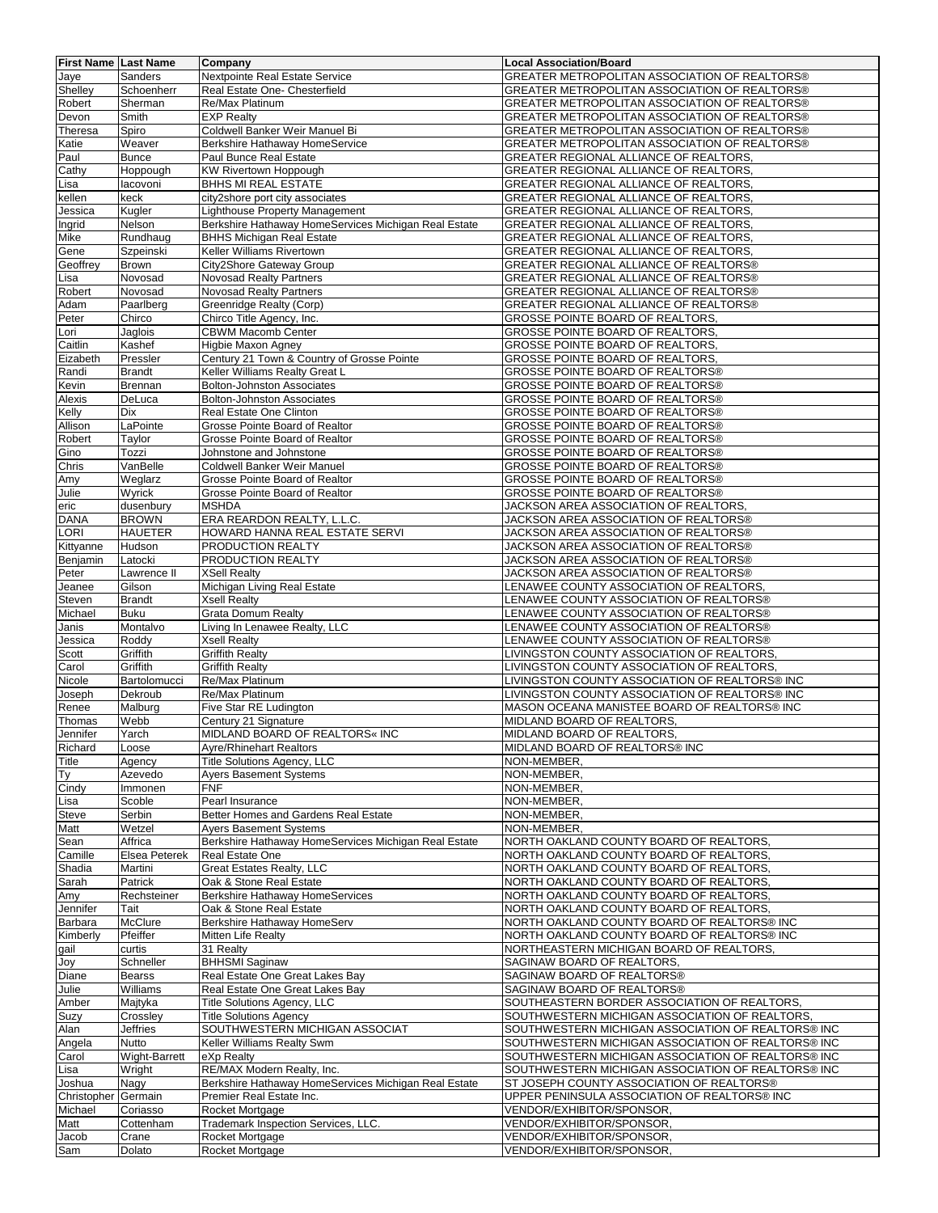| First Name | Last Name | Company | Local Association/Board |
|---|---|---|---|
| Jaye | Sanders | Nextpointe Real Estate Service | GREATER METROPOLITAN ASSOCIATION OF REALTORS® |
| Shelley | Schoenherr | Real Estate One- Chesterfield | GREATER METROPOLITAN ASSOCIATION OF REALTORS® |
| Robert | Sherman | Re/Max Platinum | GREATER METROPOLITAN ASSOCIATION OF REALTORS® |
| Devon | Smith | EXP Realty | GREATER METROPOLITAN ASSOCIATION OF REALTORS® |
| Theresa | Spiro | Coldwell Banker Weir Manuel Bi | GREATER METROPOLITAN ASSOCIATION OF REALTORS® |
| Katie | Weaver | Berkshire Hathaway HomeService | GREATER METROPOLITAN ASSOCIATION OF REALTORS® |
| Paul | Bunce | Paul Bunce Real Estate | GREATER REGIONAL ALLIANCE OF REALTORS, |
| Cathy | Hoppough | KW Rivertown Hoppough | GREATER REGIONAL ALLIANCE OF REALTORS, |
| Lisa | Iacovoni | BHHS MI REAL ESTATE | GREATER REGIONAL ALLIANCE OF REALTORS, |
| kellen | keck | city2shore port city associates | GREATER REGIONAL ALLIANCE OF REALTORS, |
| Jessica | Kugler | Lighthouse Property Management | GREATER REGIONAL ALLIANCE OF REALTORS, |
| Ingrid | Nelson | Berkshire Hathaway HomeServices Michigan Real Estate | GREATER REGIONAL ALLIANCE OF REALTORS, |
| Mike | Rundhaug | BHHS Michigan Real Estate | GREATER REGIONAL ALLIANCE OF REALTORS, |
| Gene | Szpeinski | Keller Williams Rivertown | GREATER REGIONAL ALLIANCE OF REALTORS, |
| Geoffrey | Brown | City2Shore Gateway Group | GREATER REGIONAL ALLIANCE OF REALTORS® |
| Lisa | Novosad | Novosad Realty Partners | GREATER REGIONAL ALLIANCE OF REALTORS® |
| Robert | Novosad | Novosad Realty Partners | GREATER REGIONAL ALLIANCE OF REALTORS® |
| Adam | Paarlberg | Greenridge Realty (Corp) | GREATER REGIONAL ALLIANCE OF REALTORS® |
| Peter | Chirco | Chirco Title Agency, Inc. | GROSSE POINTE BOARD OF REALTORS, |
| Lori | Jaglois | CBWM Macomb Center | GROSSE POINTE BOARD OF REALTORS, |
| Caitlin | Kashef | Higbie Maxon Agney | GROSSE POINTE BOARD OF REALTORS, |
| Eizabeth | Pressler | Century 21 Town & Country of Grosse Pointe | GROSSE POINTE BOARD OF REALTORS, |
| Randi | Brandt | Keller Williams Realty Great L | GROSSE POINTE BOARD OF REALTORS® |
| Kevin | Brennan | Bolton-Johnston Associates | GROSSE POINTE BOARD OF REALTORS® |
| Alexis | DeLuca | Bolton-Johnston Associates | GROSSE POINTE BOARD OF REALTORS® |
| Kelly | Dix | Real Estate One Clinton | GROSSE POINTE BOARD OF REALTORS® |
| Allison | LaPointe | Grosse Pointe Board of Realtor | GROSSE POINTE BOARD OF REALTORS® |
| Robert | Taylor | Grosse Pointe Board of Realtor | GROSSE POINTE BOARD OF REALTORS® |
| Gino | Tozzi | Johnstone and Johnstone | GROSSE POINTE BOARD OF REALTORS® |
| Chris | VanBelle | Coldwell Banker Weir Manuel | GROSSE POINTE BOARD OF REALTORS® |
| Amy | Weglarz | Grosse Pointe Board of Realtor | GROSSE POINTE BOARD OF REALTORS® |
| Julie | Wyrick | Grosse Pointe Board of Realtor | GROSSE POINTE BOARD OF REALTORS® |
| eric | dusenbury | MSHDA | JACKSON AREA ASSOCIATION OF REALTORS, |
| DANA | BROWN | ERA REARDON REALTY, L.L.C. | JACKSON AREA ASSOCIATION OF REALTORS® |
| LORI | HAUETER | HOWARD HANNA REAL ESTATE SERVI | JACKSON AREA ASSOCIATION OF REALTORS® |
| Kittyanne | Hudson | PRODUCTION REALTY | JACKSON AREA ASSOCIATION OF REALTORS® |
| Benjamin | Latocki | PRODUCTION REALTY | JACKSON AREA ASSOCIATION OF REALTORS® |
| Peter | Lawrence II | XSell Realty | JACKSON AREA ASSOCIATION OF REALTORS® |
| Jeanee | Gilson | Michigan Living Real Estate | LENAWEE COUNTY ASSOCIATION OF REALTORS, |
| Steven | Brandt | Xsell Realty | LENAWEE COUNTY ASSOCIATION OF REALTORS® |
| Michael | Buku | Grata Domum Realty | LENAWEE COUNTY ASSOCIATION OF REALTORS® |
| Janis | Montalvo | Living In Lenawee Realty, LLC | LENAWEE COUNTY ASSOCIATION OF REALTORS® |
| Jessica | Roddy | Xsell Realty | LENAWEE COUNTY ASSOCIATION OF REALTORS® |
| Scott | Griffith | Griffith Realty | LIVINGSTON COUNTY ASSOCIATION OF REALTORS, |
| Carol | Griffith | Griffith Realty | LIVINGSTON COUNTY ASSOCIATION OF REALTORS, |
| Nicole | Bartolomucci | Re/Max Platinum | LIVINGSTON COUNTY ASSOCIATION OF REALTORS® INC |
| Joseph | Dekroub | Re/Max Platinum | LIVINGSTON COUNTY ASSOCIATION OF REALTORS® INC |
| Renee | Malburg | Five Star RE Ludington | MASON OCEANA MANISTEE BOARD OF REALTORS® INC |
| Thomas | Webb | Century 21 Signature | MIDLAND BOARD OF REALTORS, |
| Jennifer | Yarch | MIDLAND BOARD OF REALTORS« INC | MIDLAND BOARD OF REALTORS, |
| Richard | Loose | Ayre/Rhinehart Realtors | MIDLAND BOARD OF REALTORS® INC |
| Title | Agency | Title Solutions Agency, LLC | NON-MEMBER, |
| Ty | Azevedo | Ayers Basement Systems | NON-MEMBER, |
| Cindy | Immonen | FNF | NON-MEMBER, |
| Lisa | Scoble | Pearl Insurance | NON-MEMBER, |
| Steve | Serbin | Better Homes and Gardens Real Estate | NON-MEMBER, |
| Matt | Wetzel | Ayers Basement Systems | NON-MEMBER, |
| Sean | Affrica | Berkshire Hathaway HomeServices Michigan Real Estate | NORTH OAKLAND COUNTY BOARD OF REALTORS, |
| Camille | Elsea Peterek | Real Estate One | NORTH OAKLAND COUNTY BOARD OF REALTORS, |
| Shadia | Martini | Great Estates Realty, LLC | NORTH OAKLAND COUNTY BOARD OF REALTORS, |
| Sarah | Patrick | Oak & Stone Real Estate | NORTH OAKLAND COUNTY BOARD OF REALTORS, |
| Amy | Rechsteiner | Berkshire Hathaway HomeServices | NORTH OAKLAND COUNTY BOARD OF REALTORS, |
| Jennifer | Tait | Oak & Stone Real Estate | NORTH OAKLAND COUNTY BOARD OF REALTORS, |
| Barbara | McClure | Berkshire Hathaway HomeServ | NORTH OAKLAND COUNTY BOARD OF REALTORS® INC |
| Kimberly | Pfeiffer | Mitten Life Realty | NORTH OAKLAND COUNTY BOARD OF REALTORS® INC |
| gail | curtis | 31 Realty | NORTHEASTERN MICHIGAN BOARD OF REALTORS, |
| Joy | Schneller | BHHSMI Saginaw | SAGINAW BOARD OF REALTORS, |
| Diane | Bearss | Real Estate One Great Lakes Bay | SAGINAW BOARD OF REALTORS® |
| Julie | Williams | Real Estate One Great Lakes Bay | SAGINAW BOARD OF REALTORS® |
| Amber | Majtyka | Title Solutions Agency, LLC | SOUTHEASTERN BORDER ASSOCIATION OF REALTORS, |
| Suzy | Crossley | Title Solutions Agency | SOUTHWESTERN MICHIGAN ASSOCIATION OF REALTORS, |
| Alan | Jeffries | SOUTHWESTERN MICHIGAN ASSOCIAT | SOUTHWESTERN MICHIGAN ASSOCIATION OF REALTORS® INC |
| Angela | Nutto | Keller Williams Realty Swm | SOUTHWESTERN MICHIGAN ASSOCIATION OF REALTORS® INC |
| Carol | Wight-Barrett | eXp Realty | SOUTHWESTERN MICHIGAN ASSOCIATION OF REALTORS® INC |
| Lisa | Wright | RE/MAX Modern Realty, Inc. | SOUTHWESTERN MICHIGAN ASSOCIATION OF REALTORS® INC |
| Joshua | Nagy | Berkshire Hathaway HomeServices Michigan Real Estate | ST JOSEPH COUNTY ASSOCIATION OF REALTORS® |
| Christopher | Germain | Premier Real Estate Inc. | UPPER PENINSULA ASSOCIATION OF REALTORS® INC |
| Michael | Coriasso | Rocket Mortgage | VENDOR/EXHIBITOR/SPONSOR, |
| Matt | Cottenham | Trademark Inspection Services, LLC. | VENDOR/EXHIBITOR/SPONSOR, |
| Jacob | Crane | Rocket Mortgage | VENDOR/EXHIBITOR/SPONSOR, |
| Sam | Dolato | Rocket Mortgage | VENDOR/EXHIBITOR/SPONSOR, |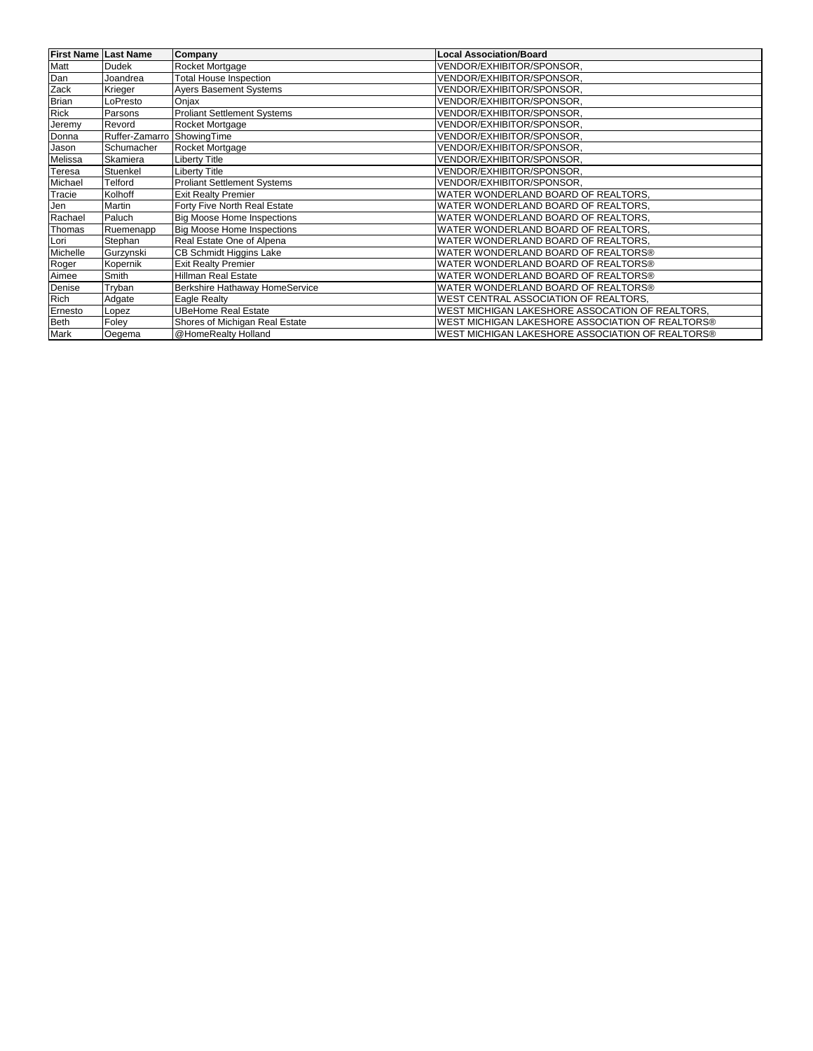| First Name | Last Name | Company | Local Association/Board |
|---|---|---|---|
| Matt | Dudek | Rocket Mortgage | VENDOR/EXHIBITOR/SPONSOR, |
| Dan | Joandrea | Total House Inspection | VENDOR/EXHIBITOR/SPONSOR, |
| Zack | Krieger | Ayers Basement Systems | VENDOR/EXHIBITOR/SPONSOR, |
| Brian | LoPresto | Onjax | VENDOR/EXHIBITOR/SPONSOR, |
| Rick | Parsons | Proliant Settlement Systems | VENDOR/EXHIBITOR/SPONSOR, |
| Jeremy | Revord | Rocket Mortgage | VENDOR/EXHIBITOR/SPONSOR, |
| Donna | Ruffer-Zamarro | ShowingTime | VENDOR/EXHIBITOR/SPONSOR, |
| Jason | Schumacher | Rocket Mortgage | VENDOR/EXHIBITOR/SPONSOR, |
| Melissa | Skamiera | Liberty Title | VENDOR/EXHIBITOR/SPONSOR, |
| Teresa | Stuenkel | Liberty Title | VENDOR/EXHIBITOR/SPONSOR, |
| Michael | Telford | Proliant Settlement Systems | VENDOR/EXHIBITOR/SPONSOR, |
| Tracie | Kolhoff | Exit Realty Premier | WATER WONDERLAND BOARD OF REALTORS, |
| Jen | Martin | Forty Five North Real Estate | WATER WONDERLAND BOARD OF REALTORS, |
| Rachael | Paluch | Big Moose Home Inspections | WATER WONDERLAND BOARD OF REALTORS, |
| Thomas | Ruemenapp | Big Moose Home Inspections | WATER WONDERLAND BOARD OF REALTORS, |
| Lori | Stephan | Real Estate One of Alpena | WATER WONDERLAND BOARD OF REALTORS, |
| Michelle | Gurzynski | CB Schmidt Higgins Lake | WATER WONDERLAND BOARD OF REALTORS® |
| Roger | Kopernik | Exit Realty Premier | WATER WONDERLAND BOARD OF REALTORS® |
| Aimee | Smith | Hillman Real Estate | WATER WONDERLAND BOARD OF REALTORS® |
| Denise | Tryban | Berkshire Hathaway HomeService | WATER WONDERLAND BOARD OF REALTORS® |
| Rich | Adgate | Eagle Realty | WEST CENTRAL ASSOCIATION OF REALTORS, |
| Ernesto | Lopez | UBeHome Real Estate | WEST MICHIGAN LAKESHORE ASSOCATION OF REALTORS, |
| Beth | Foley | Shores of Michigan Real Estate | WEST MICHIGAN LAKESHORE ASSOCIATION OF REALTORS® |
| Mark | Oegema | @HomeRealty Holland | WEST MICHIGAN LAKESHORE ASSOCIATION OF REALTORS® |